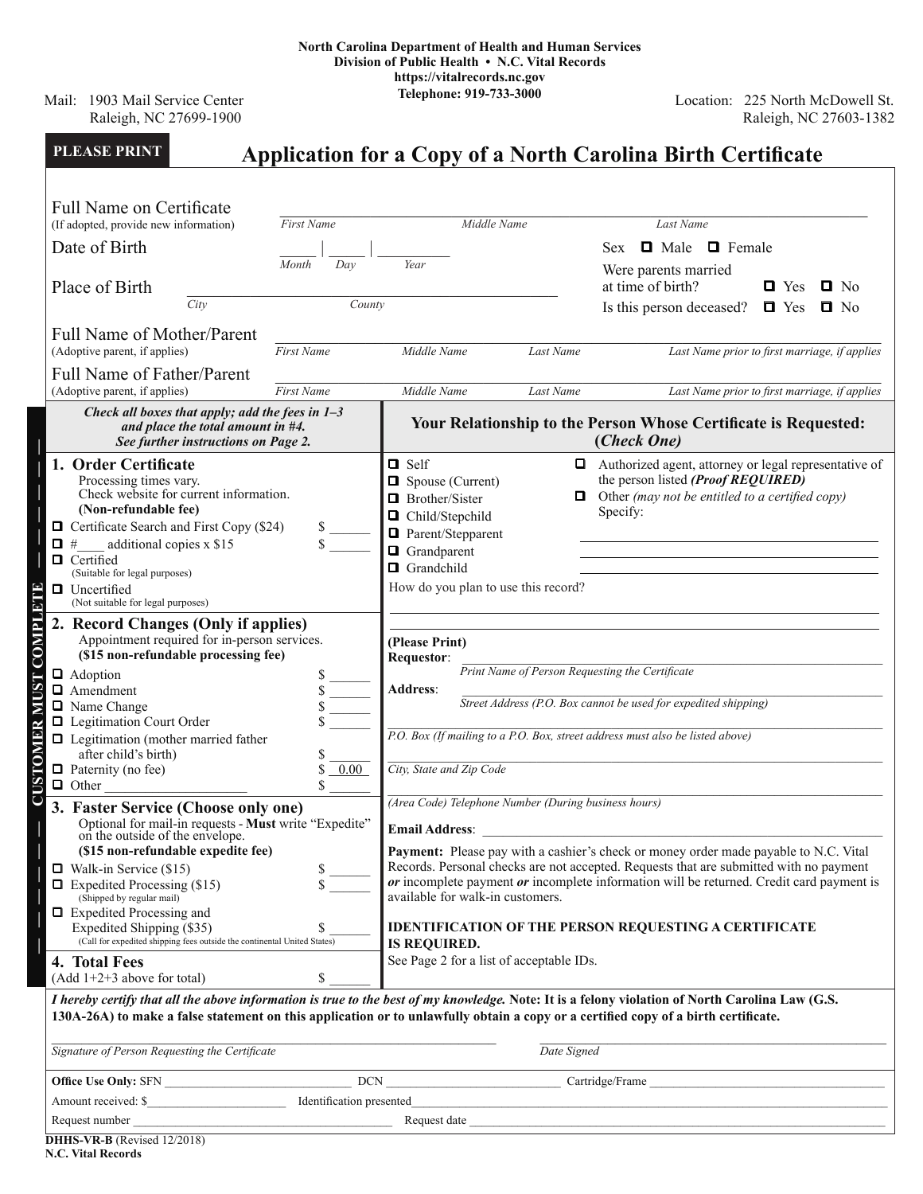North Carolina Department of Health and Human Services
Division of Public Health • N.C. Vital Records
https://vitalrecords.nc.gov
Telephone: 919-733-3000

Mail: 1903 Mail Service Center
Raleigh, NC 27699-1900

Location: 225 North McDowell St.
Raleigh, NC 27603-1382

**PLEASE PRINT**

# Application for a Copy of a North Carolina Birth Certificate

**Full Name on Certificate** (If adopted, provide new information)
_____________ *First Name* _____________ *Middle Name* _____________ *Last Name*

**Date of Birth** _____ | _____ | _________ *Month* *Day* *Year*

Sex ☐ Male ☐ Female

**Place of Birth** _____________ *City* _____________ *County*

Were parents married at time of birth? ☐ Yes ☐ No

Is this person deceased? ☐ Yes ☐ No

**Full Name of Mother/Parent** (Adoptive parent, if applies)
*First Name* *Middle Name* *Last Name* *Last Name prior to first marriage, if applies*

**Full Name of Father/Parent** (Adoptive parent, if applies)
*First Name* *Middle Name* *Last Name* *Last Name prior to first marriage, if applies*

CUSTOMER MUST COMPLETE

***Check all boxes that apply; add the fees in 1–3 and place the total amount in #4. See further instructions on Page 2.***

## 1. Order Certificate

Processing times vary.
Check website for current information.
**(Non-refundable fee)**

- ☐ Certificate Search and First Copy ($24) $ ______
- ☐ #____ additional copies x $15 $ ______
- ☐ Certified (Suitable for legal purposes)
- ☐ Uncertified (Not suitable for legal purposes)

## 2. Record Changes (Only if applies)

Appointment required for in-person services.
**($15 non-refundable processing fee)**

- ☐ Adoption $ ______
- ☐ Amendment $ ______
- ☐ Name Change $ ______
- ☐ Legitimation Court Order $ ______
- ☐ Legitimation (mother married father after child's birth) $ ______
- ☐ Paternity (no fee) $ 0.00
- ☐ Other ________________ $ ______

## 3. Faster Service (Choose only one)

Optional for mail-in requests - **Must** write "Expedite" on the outside of the envelope.
**($15 non-refundable expedite fee)**

- ☐ Walk-in Service ($15) $ ______
- ☐ Expedited Processing ($15) (Shipped by regular mail) $ ______
- ☐ Expedited Processing and Expedited Shipping ($35) (Call for expedited shipping fees outside the continental United States) $ ______

## 4. Total Fees

(Add 1+2+3 above for total) $ ______

## Your Relationship to the Person Whose Certificate is Requested: (*Check One*)

- ☐ Self
- ☐ Spouse (Current)
- ☐ Brother/Sister
- ☐ Child/Stepchild
- ☐ Parent/Stepparent
- ☐ Grandparent
- ☐ Grandchild
- ☐ Authorized agent, attorney or legal representative of the person listed ***(Proof REQUIRED)***
- ☐ Other *(may not be entitled to a certified copy)* Specify: ____________________

How do you plan to use this record? ____________________

**(Please Print)**

**Requestor**: ____________________
*Print Name of Person Requesting the Certificate*

**Address**: ____________________
*Street Address (P.O. Box cannot be used for expedited shipping)*

____________________
*P.O. Box (If mailing to a P.O. Box, street address must also be listed above)*

____________________
*City, State and Zip Code*

____________________
*(Area Code) Telephone Number (During business hours)*

**Email Address**: ____________________

**Payment:** Please pay with a cashier's check or money order made payable to N.C. Vital Records. Personal checks are not accepted. Requests that are submitted with no payment ***or*** incomplete payment ***or*** incomplete information will be returned. Credit card payment is available for walk-in customers.

**IDENTIFICATION OF THE PERSON REQUESTING A CERTIFICATE IS REQUIRED.**
See Page 2 for a list of acceptable IDs.

***I hereby certify that all the above information is true to the best of my knowledge.*** **Note: It is a felony violation of North Carolina Law (G.S. 130A-26A) to make a false statement on this application or to unlawfully obtain a copy or a certified copy of a birth certificate.**

____________________ *Signature of Person Requesting the Certificate* ____________________ *Date Signed*

**Office Use Only:** SFN ____________ DCN ____________ Cartridge/Frame ____________

Amount received: $ ____________ Identification presented ____________

Request number ____________ Request date ____________

**DHHS-VR-B** (Revised 12/2018)
**N.C. Vital Records**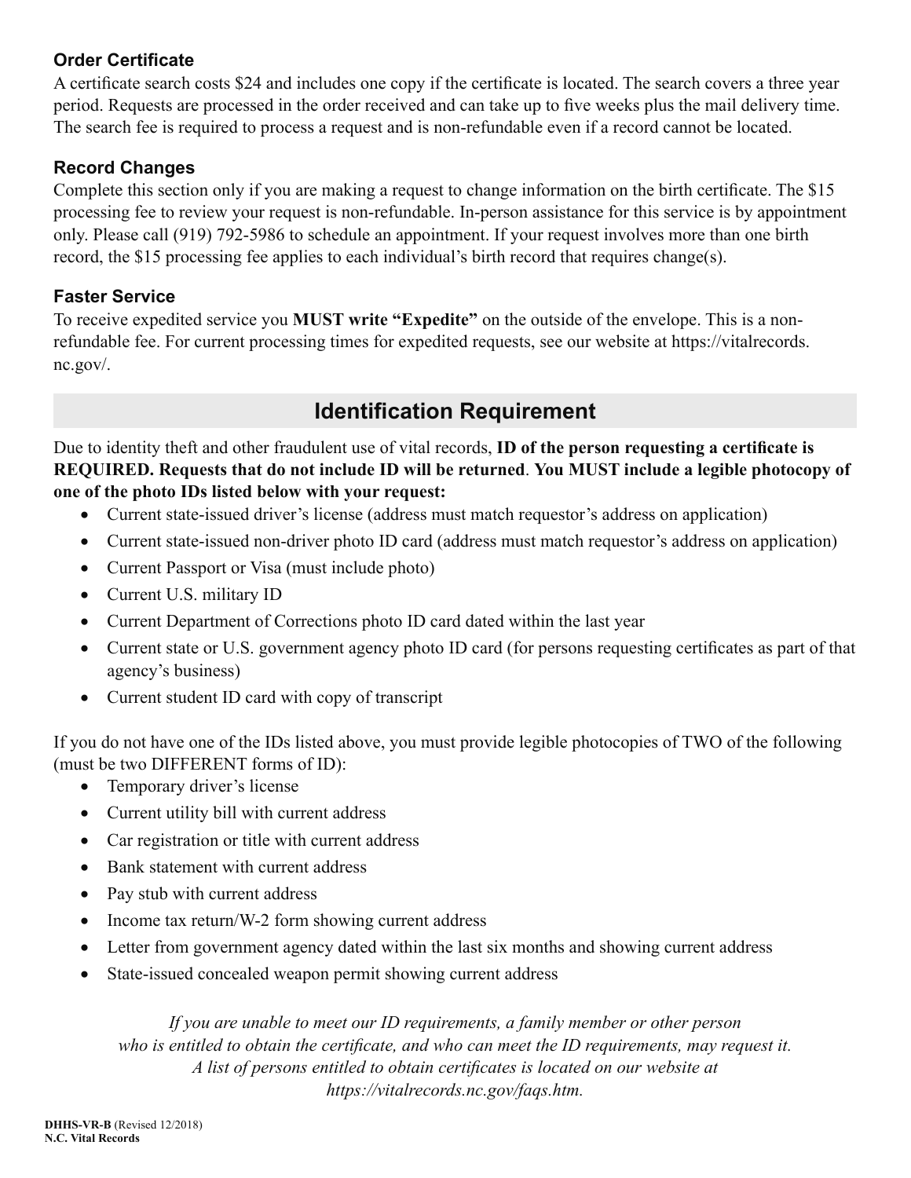### Order Certificate

A certificate search costs $24 and includes one copy if the certificate is located. The search covers a three year period. Requests are processed in the order received and can take up to five weeks plus the mail delivery time. The search fee is required to process a request and is non-refundable even if a record cannot be located.

### Record Changes

Complete this section only if you are making a request to change information on the birth certificate. The $15 processing fee to review your request is non-refundable. In-person assistance for this service is by appointment only. Please call (919) 792-5986 to schedule an appointment. If your request involves more than one birth record, the $15 processing fee applies to each individual's birth record that requires change(s).

### Faster Service

To receive expedited service you **MUST write "Expedite"** on the outside of the envelope. This is a non-refundable fee. For current processing times for expedited requests, see our website at https://vitalrecords.nc.gov/.

## Identification Requirement

Due to identity theft and other fraudulent use of vital records, **ID of the person requesting a certificate is REQUIRED. Requests that do not include ID will be returned**. **You MUST include a legible photocopy of one of the photo IDs listed below with your request:**

- Current state-issued driver's license (address must match requestor's address on application)
- Current state-issued non-driver photo ID card (address must match requestor's address on application)
- Current Passport or Visa (must include photo)
- Current U.S. military ID
- Current Department of Corrections photo ID card dated within the last year
- Current state or U.S. government agency photo ID card (for persons requesting certificates as part of that agency's business)
- Current student ID card with copy of transcript

If you do not have one of the IDs listed above, you must provide legible photocopies of TWO of the following (must be two DIFFERENT forms of ID):

- Temporary driver's license
- Current utility bill with current address
- Car registration or title with current address
- Bank statement with current address
- Pay stub with current address
- Income tax return/W-2 form showing current address
- Letter from government agency dated within the last six months and showing current address
- State-issued concealed weapon permit showing current address

*If you are unable to meet our ID requirements, a family member or other person who is entitled to obtain the certificate, and who can meet the ID requirements, may request it. A list of persons entitled to obtain certificates is located on our website at https://vitalrecords.nc.gov/faqs.htm.*

**DHHS-VR-B** (Revised 12/2018)
**N.C. Vital Records**